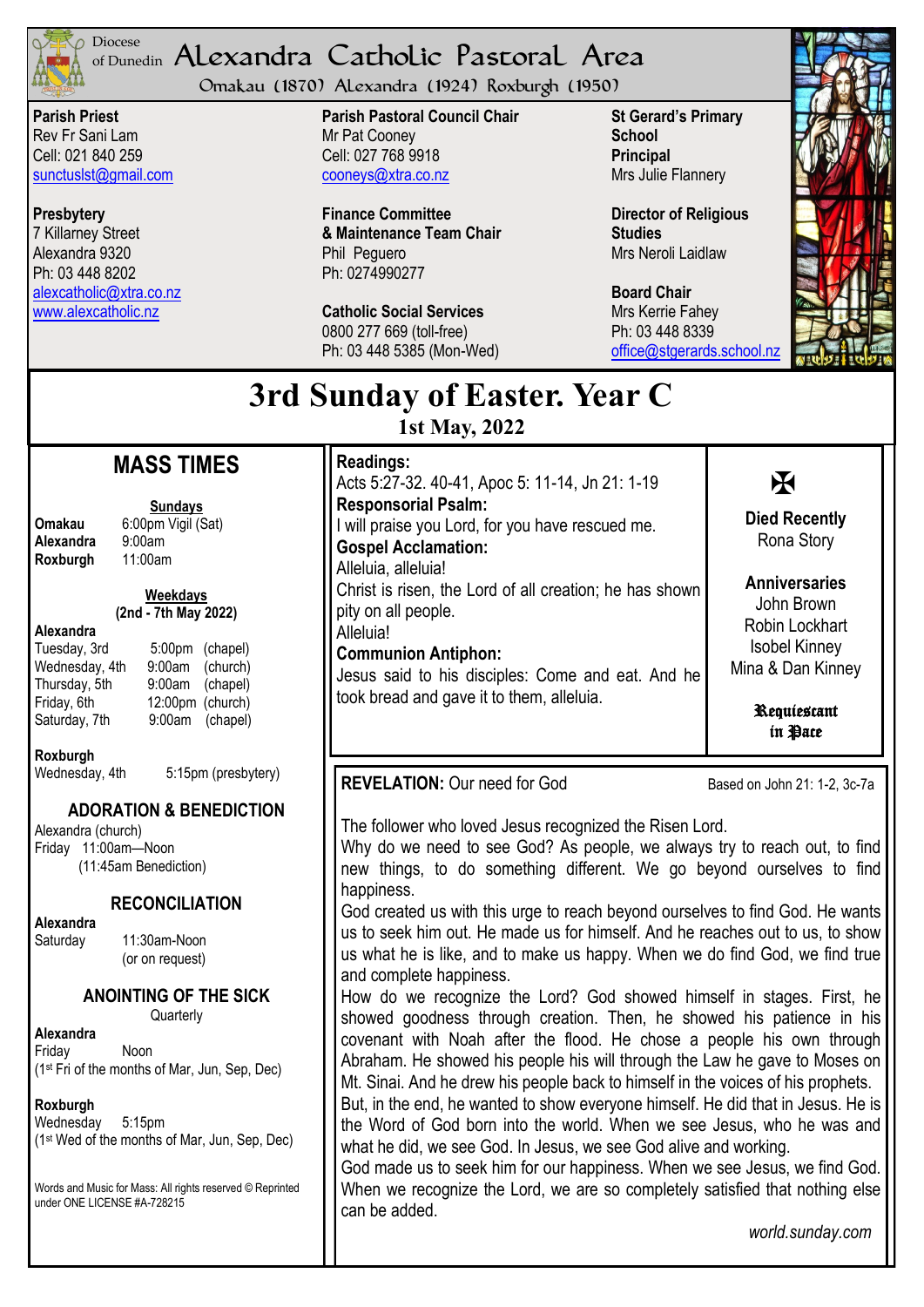Diocese of Dunedin

# Alexandra Catholic Pastoral Area

Omakau (1870) Alexandra (1924) Roxburgh (1950)

**Parish Priest**
Rev Fr Sani Lam
Cell: 021 840 259
sunctuslst@gmail.com

**Presbytery**
7 Killarney Street
Alexandra 9320
Ph: 03 448 8202
alexcatholic@xtra.co.nz
www.alexcatholic.nz

**Parish Pastoral Council Chair**
Mr Pat Cooney
Cell: 027 768 9918
cooneys@xtra.co.nz

**Finance Committee & Maintenance Team Chair**
Phil Peguero
Ph: 0274990277

**Catholic Social Services**
0800 277 669 (toll-free)
Ph: 03 448 5385 (Mon-Wed)

**St Gerard's Primary School Principal**
Mrs Julie Flannery

**Director of Religious Studies**
Mrs Neroli Laidlaw

**Board Chair**
Mrs Kerrie Fahey
Ph: 03 448 8339
office@stgerards.school.nz

# 3rd Sunday of Easter. Year C

**1st May, 2022**

## MASS TIMES

**Sundays**

| | |
|---|---|
| **Omakau** | 6:00pm Vigil (Sat) |
| **Alexandra** | 9:00am |
| **Roxburgh** | 11:00am |

**Weekdays (2nd - 7th May 2022)**

**Alexandra**

| | | |
|---|---|---|
| Tuesday, 3rd | 5:00pm | (chapel) |
| Wednesday, 4th | 9:00am | (church) |
| Thursday, 5th | 9:00am | (chapel) |
| Friday, 6th | 12:00pm | (church) |
| Saturday, 7th | 9:00am | (chapel) |

**Roxburgh**
Wednesday, 4th 5:15pm (presbytery)

### ADORATION & BENEDICTION

Alexandra (church)
Friday 11:00am—Noon
(11:45am Benediction)

### RECONCILIATION

**Alexandra**
Saturday 11:30am-Noon
(or on request)

### ANOINTING OF THE SICK

Quarterly

**Alexandra**
Friday Noon
(1st Fri of the months of Mar, Jun, Sep, Dec)

**Roxburgh**
Wednesday 5:15pm
(1st Wed of the months of Mar, Jun, Sep, Dec)

Words and Music for Mass: All rights reserved © Reprinted under ONE LICENSE #A-728215

**Readings:**
Acts 5:27-32. 40-41, Apoc 5: 11-14, Jn 21: 1-19

**Responsorial Psalm:**
I will praise you Lord, for you have rescued me.

**Gospel Acclamation:**
Alleluia, alleluia!
Christ is risen, the Lord of all creation; he has shown pity on all people.
Alleluia!

**Communion Antiphon:**
Jesus said to his disciples: Come and eat. And he took bread and gave it to them, alleluia.

✠

**Died Recently**
Rona Story

**Anniversaries**
John Brown
Robin Lockhart
Isobel Kinney
Mina & Dan Kinney

**Requiescant in Pace**

**REVELATION:** Our need for God — Based on John 21: 1-2, 3c-7a

The follower who loved Jesus recognized the Risen Lord.
Why do we need to see God? As people, we always try to reach out, to find new things, to do something different. We go beyond ourselves to find happiness.
God created us with this urge to reach beyond ourselves to find God. He wants us to seek him out. He made us for himself. And he reaches out to us, to show us what he is like, and to make us happy. When we do find God, we find true and complete happiness.
How do we recognize the Lord? God showed himself in stages. First, he showed goodness through creation. Then, he showed his patience in his covenant with Noah after the flood. He chose a people his own through Abraham. He showed his people his will through the Law he gave to Moses on Mt. Sinai. And he drew his people back to himself in the voices of his prophets. But, in the end, he wanted to show everyone himself. He did that in Jesus. He is the Word of God born into the world. When we see Jesus, who he was and what he did, we see God. In Jesus, we see God alive and working.
God made us to seek him for our happiness. When we see Jesus, we find God. When we recognize the Lord, we are so completely satisfied that nothing else can be added.

*world.sunday.com*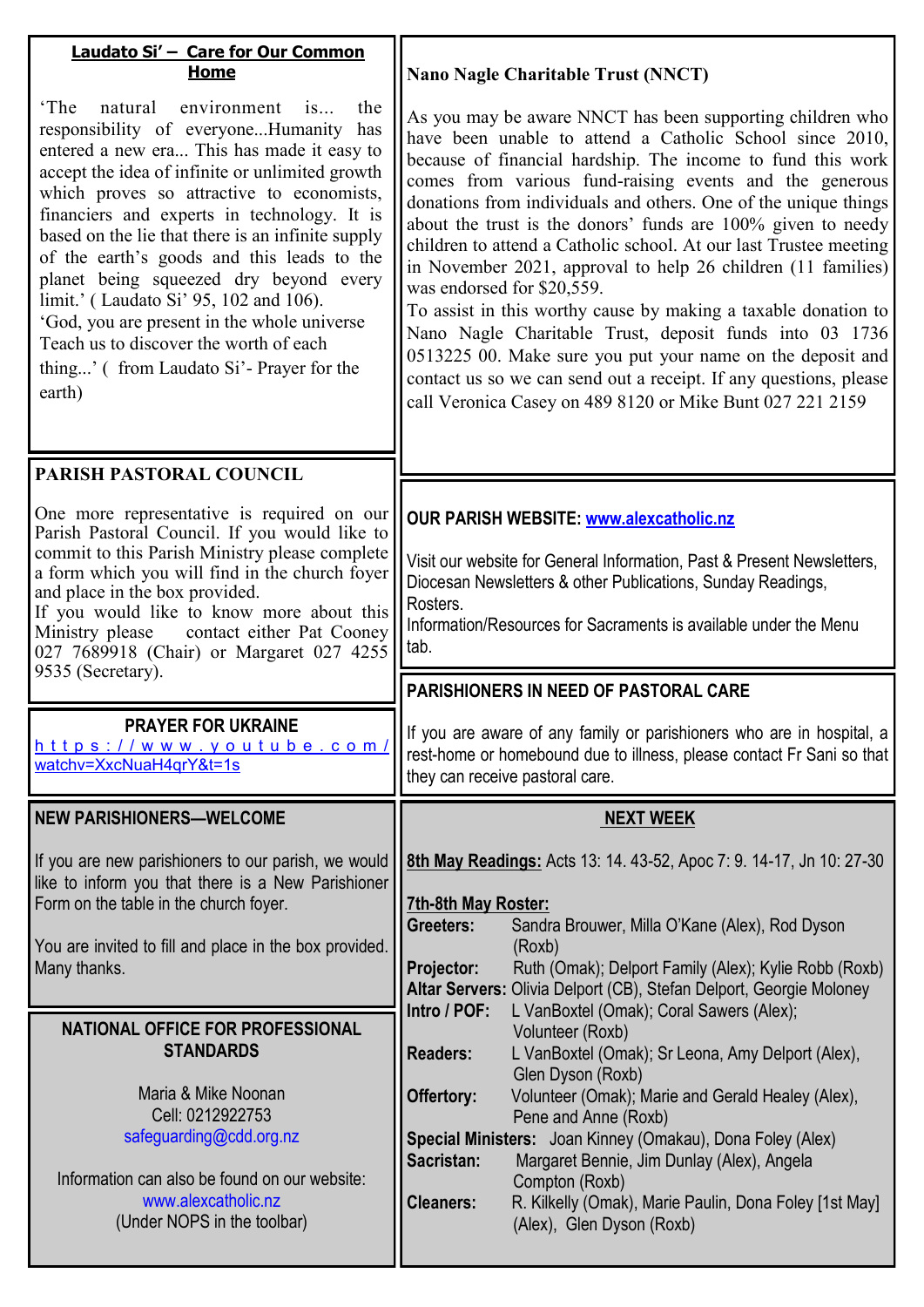## Laudato Si' – Care for Our Common Home

'The natural environment is... the responsibility of everyone...Humanity has entered a new era... This has made it easy to accept the idea of infinite or unlimited growth which proves so attractive to economists, financiers and experts in technology. It is based on the lie that there is an infinite supply of the earth's goods and this leads to the planet being squeezed dry beyond every limit.' ( Laudato Si' 95, 102 and 106).
'God, you are present in the whole universe Teach us to discover the worth of each thing...' ( from Laudato Si'- Prayer for the earth)

## PARISH PASTORAL COUNCIL

One more representative is required on our Parish Pastoral Council. If you would like to commit to this Parish Ministry please complete a form which you will find in the church foyer and place in the box provided.
If you would like to know more about this Ministry please contact either Pat Cooney 027 7689918 (Chair) or Margaret 027 4255 9535 (Secretary).

## PRAYER FOR UKRAINE

https://www.youtube.com/watchv=XxcNuaH4qrY&t=1s

## NEW PARISHIONERS—WELCOME

If you are new parishioners to our parish, we would like to inform you that there is a New Parishioner Form on the table in the church foyer.

You are invited to fill and place in the box provided. Many thanks.

## NATIONAL OFFICE FOR PROFESSIONAL STANDARDS

Maria & Mike Noonan
Cell: 0212922753
safeguarding@cdd.org.nz

Information can also be found on our website:
www.alexcatholic.nz
(Under NOPS in the toolbar)

## Nano Nagle Charitable Trust (NNCT)

As you may be aware NNCT has been supporting children who have been unable to attend a Catholic School since 2010, because of financial hardship. The income to fund this work comes from various fund-raising events and the generous donations from individuals and others. One of the unique things about the trust is the donors' funds are 100% given to needy children to attend a Catholic school. At our last Trustee meeting in November 2021, approval to help 26 children (11 families) was endorsed for $20,559.
To assist in this worthy cause by making a taxable donation to Nano Nagle Charitable Trust, deposit funds into 03 1736 0513225 00. Make sure you put your name on the deposit and contact us so we can send out a receipt. If any questions, please call Veronica Casey on 489 8120 or Mike Bunt 027 221 2159

## OUR PARISH WEBSITE: www.alexcatholic.nz

Visit our website for General Information, Past & Present Newsletters, Diocesan Newsletters & other Publications, Sunday Readings, Rosters.
Information/Resources for Sacraments is available under the Menu tab.

## PARISHIONERS IN NEED OF PASTORAL CARE

If you are aware of any family or parishioners who are in hospital, a rest-home or homebound due to illness, please contact Fr Sani so that they can receive pastoral care.

## NEXT WEEK

**8th May Readings:** Acts 13: 14. 43-52, Apoc 7: 9. 14-17, Jn 10: 27-30

**7th-8th May Roster:**

**Greeters:** Sandra Brouwer, Milla O'Kane (Alex), Rod Dyson (Roxb)
**Projector:** Ruth (Omak); Delport Family (Alex); Kylie Robb (Roxb)
**Altar Servers:** Olivia Delport (CB), Stefan Delport, Georgie Moloney
**Intro / POF:** L VanBoxtel (Omak); Coral Sawers (Alex); Volunteer (Roxb)
**Readers:** L VanBoxtel (Omak); Sr Leona, Amy Delport (Alex), Glen Dyson (Roxb)
**Offertory:** Volunteer (Omak); Marie and Gerald Healey (Alex), Pene and Anne (Roxb)
**Special Ministers:** Joan Kinney (Omakau), Dona Foley (Alex)
**Sacristan:** Margaret Bennie, Jim Dunlay (Alex), Angela Compton (Roxb)
**Cleaners:** R. Kilkelly (Omak), Marie Paulin, Dona Foley [1st May] (Alex), Glen Dyson (Roxb)